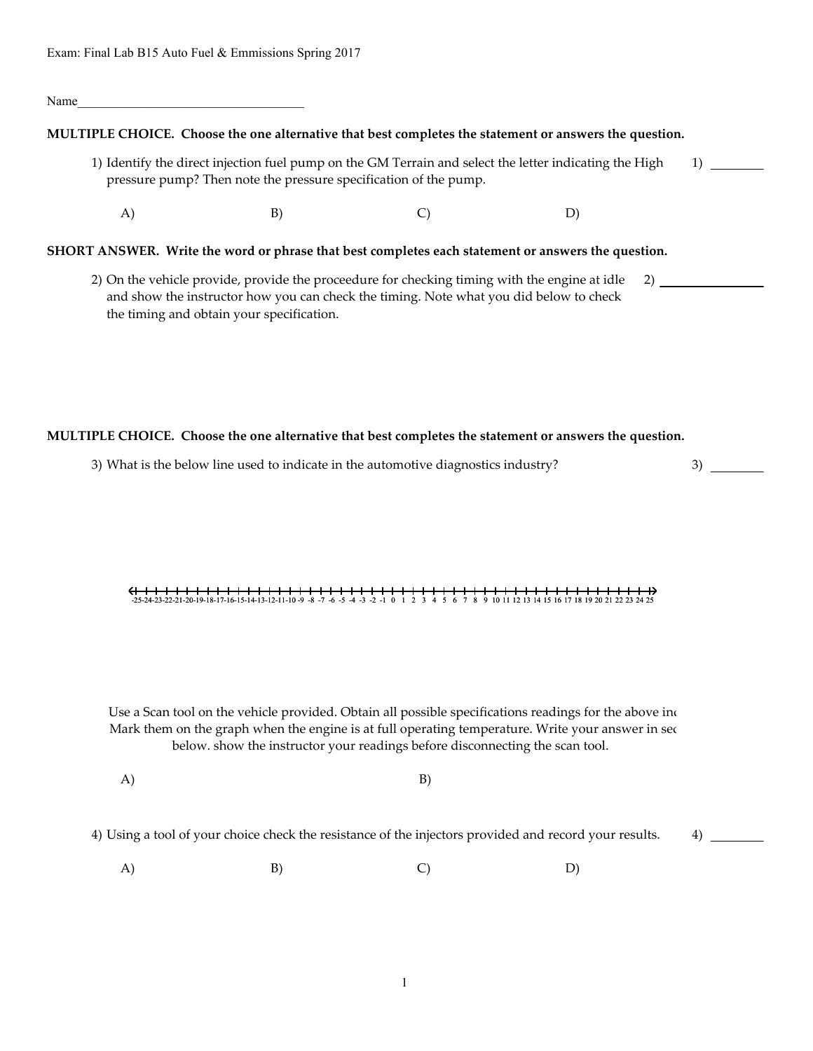Exam: Final Lab B15 Auto Fuel & Emmissions Spring 2017

Name____________________________________

**MULTIPLE CHOICE. Choose the one alternative that best completes the statement or answers the question.**

1) Identify the direct injection fuel pump on the GM Terrain and select the letter indicating the High pressure pump? Then note the pressure specification of the pump. 1) ________

A) B) C) D)

**SHORT ANSWER. Write the word or phrase that best completes each statement or answers the question.**

2) On the vehicle provide, provide the proceedure for checking timing with the engine at idle and show the instructor how you can check the timing. Note what you did below to check the timing and obtain your specification. 2) ________________

**MULTIPLE CHOICE. Choose the one alternative that best completes the statement or answers the question.**

3) What is the below line used to indicate in the automotive diagnostics industry? 3) ________

-25 -24 -23 -22 -21 -20 -19 -18 -17 -16 -15 -14 -13 -12 -11 -10 -9 -8 -7 -6 -5 -4 -3 -2 -1 0 1 2 3 4 5 6 7 8 9 10 11 12 13 14 15 16 17 18 19 20 21 22 23 24 25

Use a Scan tool on the vehicle provided. Obtain all possible specifications readings for the above in
Mark them on the graph when the engine is at full operating temperature. Write your answer in se
below. show the instructor your readings before disconnecting the scan tool.

A) B)

4) Using a tool of your choice check the resistance of the injectors provided and record your results. 4) ________

A) B) C) D)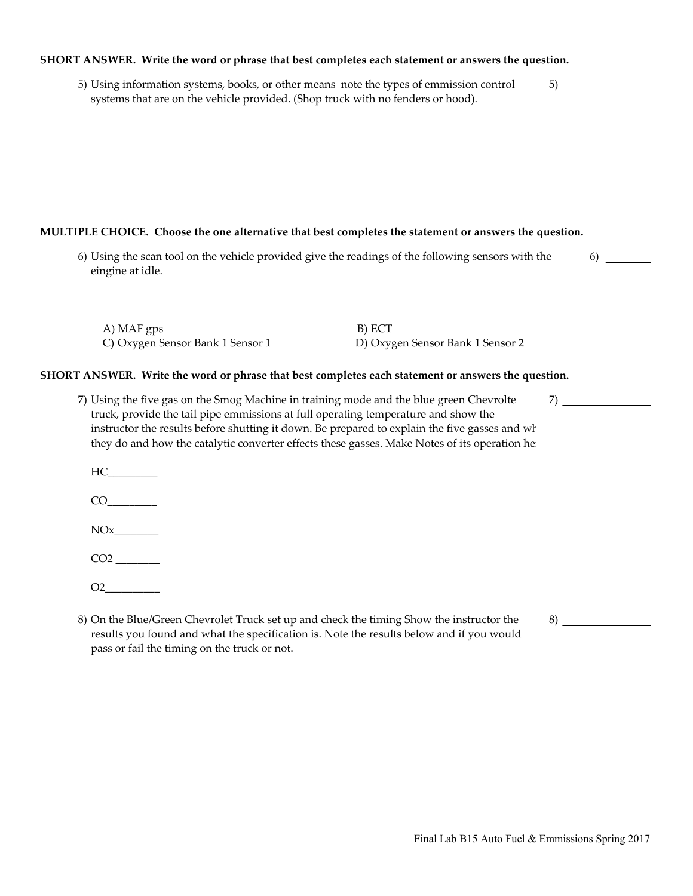**SHORT ANSWER. Write the word or phrase that best completes each statement or answers the question.**

5) Using information systems, books, or other means note the types of emmission control systems that are on the vehicle provided. (Shop truck with no fenders or hood). 5) ________

**MULTIPLE CHOICE. Choose the one alternative that best completes the statement or answers the question.**

6) Using the scan tool on the vehicle provided give the readings of the following sensors with the eingine at idle. 6) ________

A) MAF gps
B) ECT
C) Oxygen Sensor Bank 1 Sensor 1
D) Oxygen Sensor Bank 1 Sensor 2

**SHORT ANSWER. Write the word or phrase that best completes each statement or answers the question.**

7) Using the five gas on the Smog Machine in training mode and the blue green Chevrolte truck, provide the tail pipe emmissions at full operating temperature and show the instructor the results before shutting it down. Be prepared to explain the five gasses and wh they do and how the catalytic converter effects these gasses. Make Notes of its operation he 7) ________

HC________

CO________

NOx________

$CO_2$ ________

$O_2$________

8) On the Blue/Green Chevrolet Truck set up and check the timing Show the instructor the results you found and what the specification is. Note the results below and if you would pass or fail the timing on the truck or not. 8) ________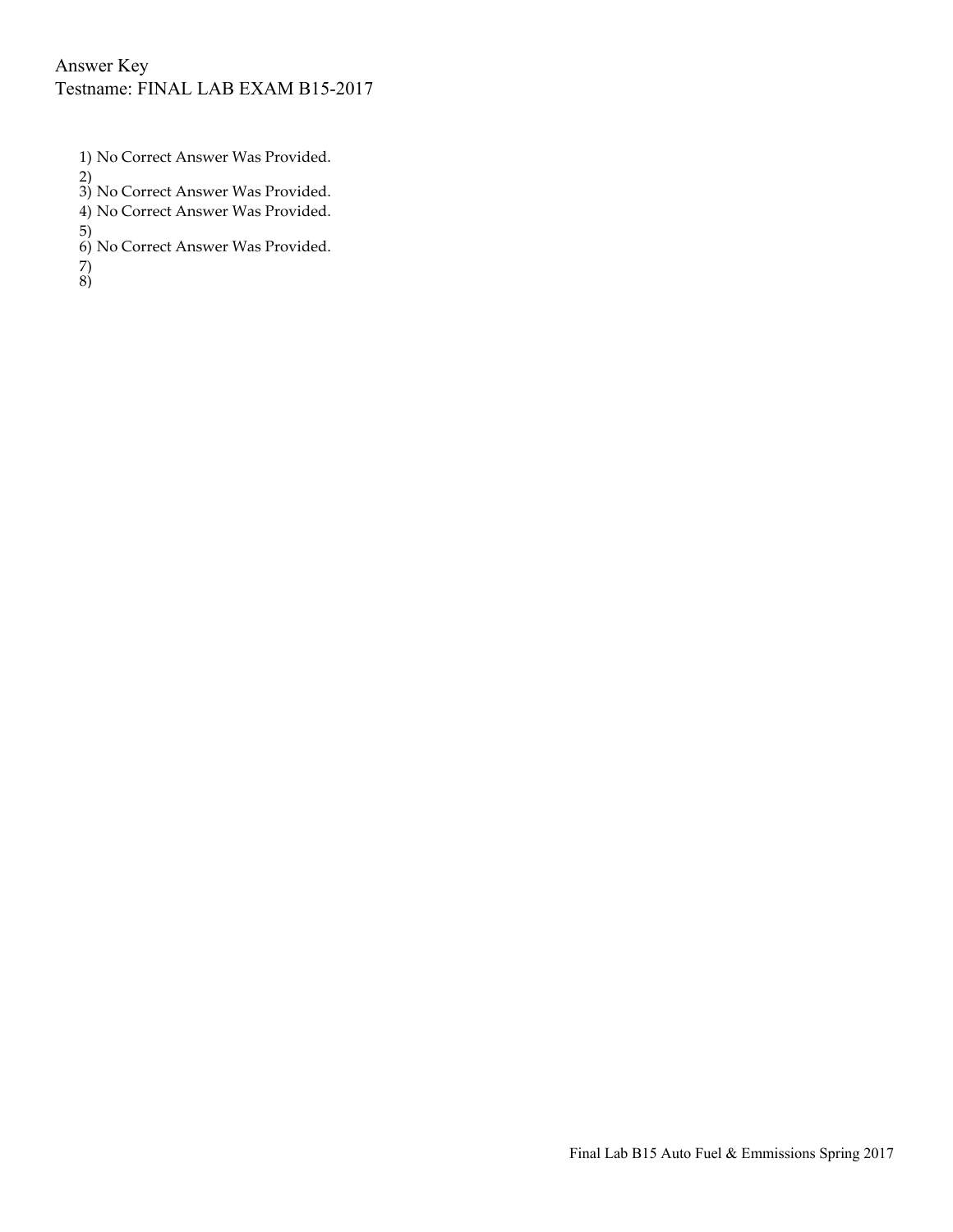Answer Key
Testname: FINAL LAB EXAM B15-2017

1) No Correct Answer Was Provided.
2)
3) No Correct Answer Was Provided.
4) No Correct Answer Was Provided.
5)
6) No Correct Answer Was Provided.
7)
8)